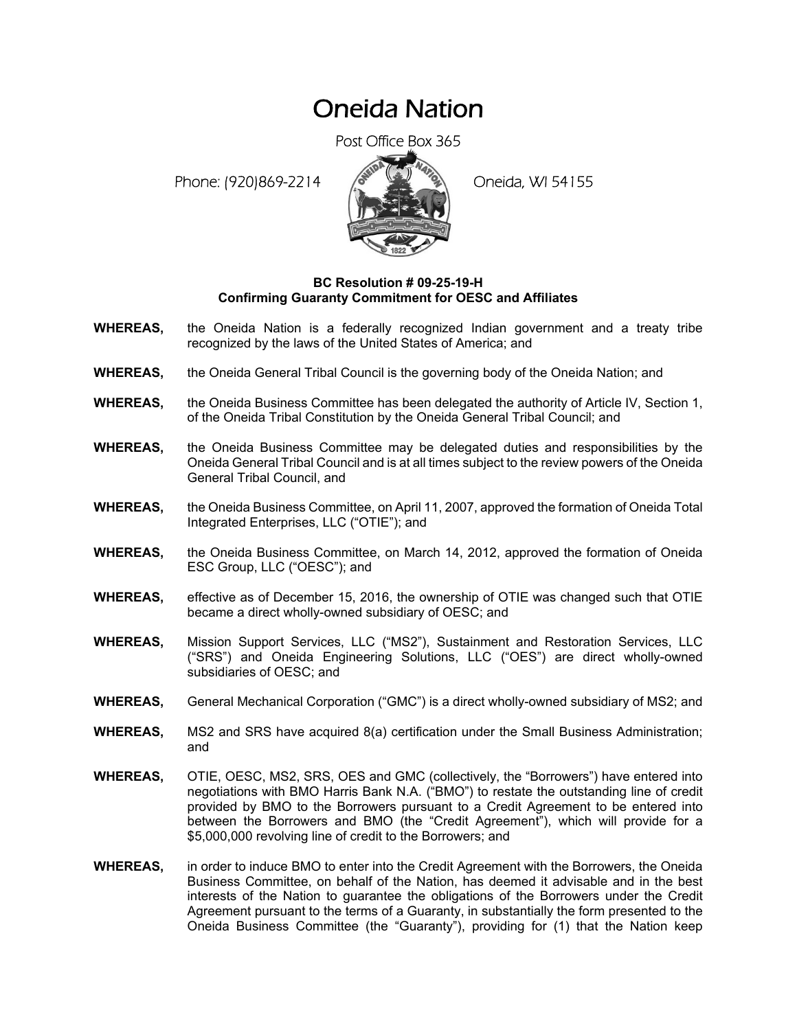# Oneida Nation

Post Office Box 365

Phone: (920)869-2214 Oneida, WI 54155

**BC Resolution # 09-25-19-H**
**Confirming Guaranty Commitment for OESC and Affiliates**

**WHEREAS,** the Oneida Nation is a federally recognized Indian government and a treaty tribe recognized by the laws of the United States of America; and

**WHEREAS,** the Oneida General Tribal Council is the governing body of the Oneida Nation; and

**WHEREAS,** the Oneida Business Committee has been delegated the authority of Article IV, Section 1, of the Oneida Tribal Constitution by the Oneida General Tribal Council; and

**WHEREAS,** the Oneida Business Committee may be delegated duties and responsibilities by the Oneida General Tribal Council and is at all times subject to the review powers of the Oneida General Tribal Council, and

**WHEREAS,** the Oneida Business Committee, on April 11, 2007, approved the formation of Oneida Total Integrated Enterprises, LLC ("OTIE"); and

**WHEREAS,** the Oneida Business Committee, on March 14, 2012, approved the formation of Oneida ESC Group, LLC ("OESC"); and

**WHEREAS,** effective as of December 15, 2016, the ownership of OTIE was changed such that OTIE became a direct wholly-owned subsidiary of OESC; and

**WHEREAS,** Mission Support Services, LLC ("MS2"), Sustainment and Restoration Services, LLC ("SRS") and Oneida Engineering Solutions, LLC ("OES") are direct wholly-owned subsidiaries of OESC; and

**WHEREAS,** General Mechanical Corporation ("GMC") is a direct wholly-owned subsidiary of MS2; and

**WHEREAS,** MS2 and SRS have acquired 8(a) certification under the Small Business Administration; and

**WHEREAS,** OTIE, OESC, MS2, SRS, OES and GMC (collectively, the "Borrowers") have entered into negotiations with BMO Harris Bank N.A. ("BMO") to restate the outstanding line of credit provided by BMO to the Borrowers pursuant to a Credit Agreement to be entered into between the Borrowers and BMO (the "Credit Agreement"), which will provide for a $5,000,000 revolving line of credit to the Borrowers; and

**WHEREAS,** in order to induce BMO to enter into the Credit Agreement with the Borrowers, the Oneida Business Committee, on behalf of the Nation, has deemed it advisable and in the best interests of the Nation to guarantee the obligations of the Borrowers under the Credit Agreement pursuant to the terms of a Guaranty, in substantially the form presented to the Oneida Business Committee (the "Guaranty"), providing for (1) that the Nation keep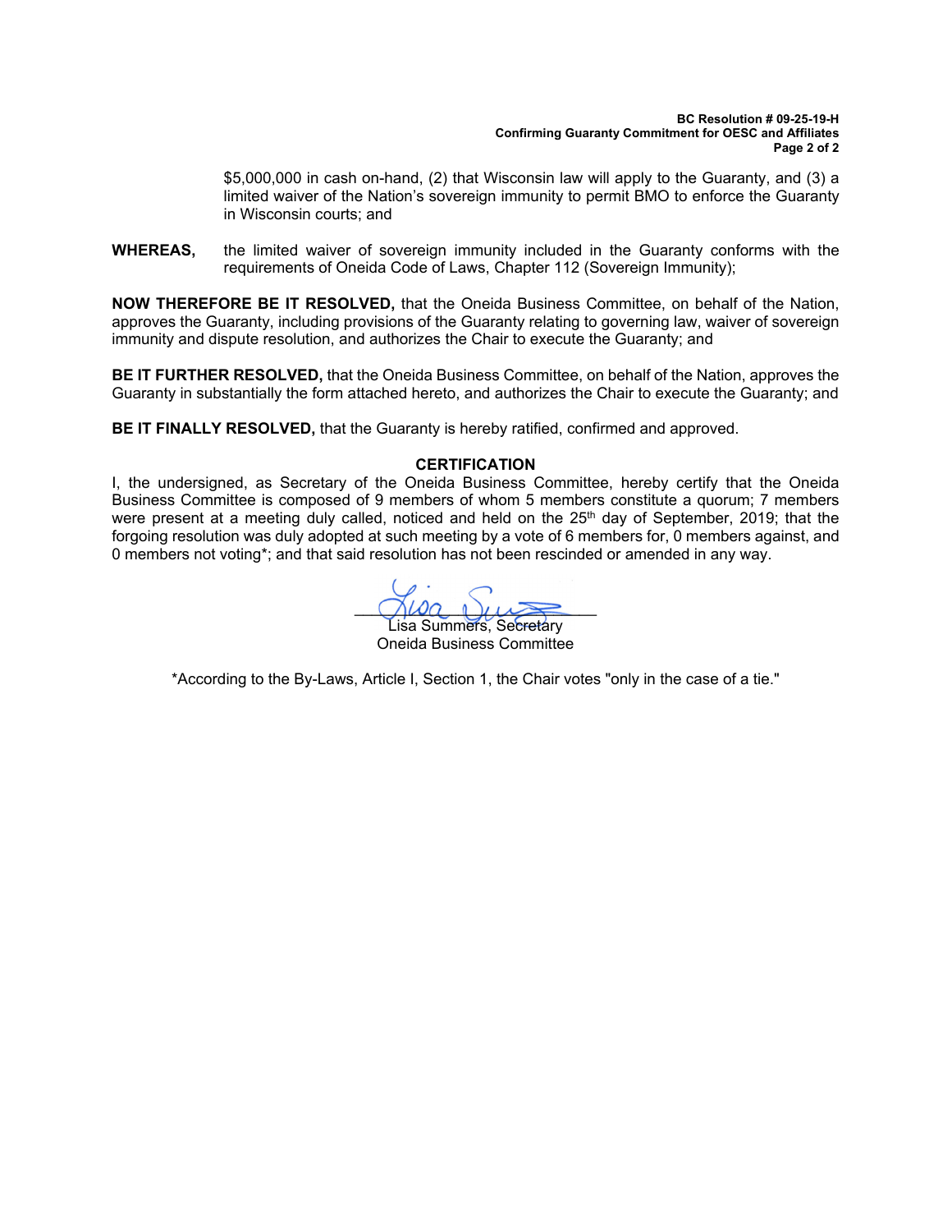$5,000,000 in cash on-hand, (2) that Wisconsin law will apply to the Guaranty, and (3) a limited waiver of the Nation's sovereign immunity to permit BMO to enforce the Guaranty in Wisconsin courts; and

**WHEREAS,** the limited waiver of sovereign immunity included in the Guaranty conforms with the requirements of Oneida Code of Laws, Chapter 112 (Sovereign Immunity);

**NOW THEREFORE BE IT RESOLVED,** that the Oneida Business Committee, on behalf of the Nation, approves the Guaranty, including provisions of the Guaranty relating to governing law, waiver of sovereign immunity and dispute resolution, and authorizes the Chair to execute the Guaranty; and

**BE IT FURTHER RESOLVED,** that the Oneida Business Committee, on behalf of the Nation, approves the Guaranty in substantially the form attached hereto, and authorizes the Chair to execute the Guaranty; and

**BE IT FINALLY RESOLVED,** that the Guaranty is hereby ratified, confirmed and approved.

## CERTIFICATION

I, the undersigned, as Secretary of the Oneida Business Committee, hereby certify that the Oneida Business Committee is composed of 9 members of whom 5 members constitute a quorum; 7 members were present at a meeting duly called, noticed and held on the 25th day of September, 2019; that the forgoing resolution was duly adopted at such meeting by a vote of 6 members for, 0 members against, and 0 members not voting*; and that said resolution has not been rescinded or amended in any way.

Lisa Summers, Secretary
Oneida Business Committee

*According to the By-Laws, Article I, Section 1, the Chair votes "only in the case of a tie."